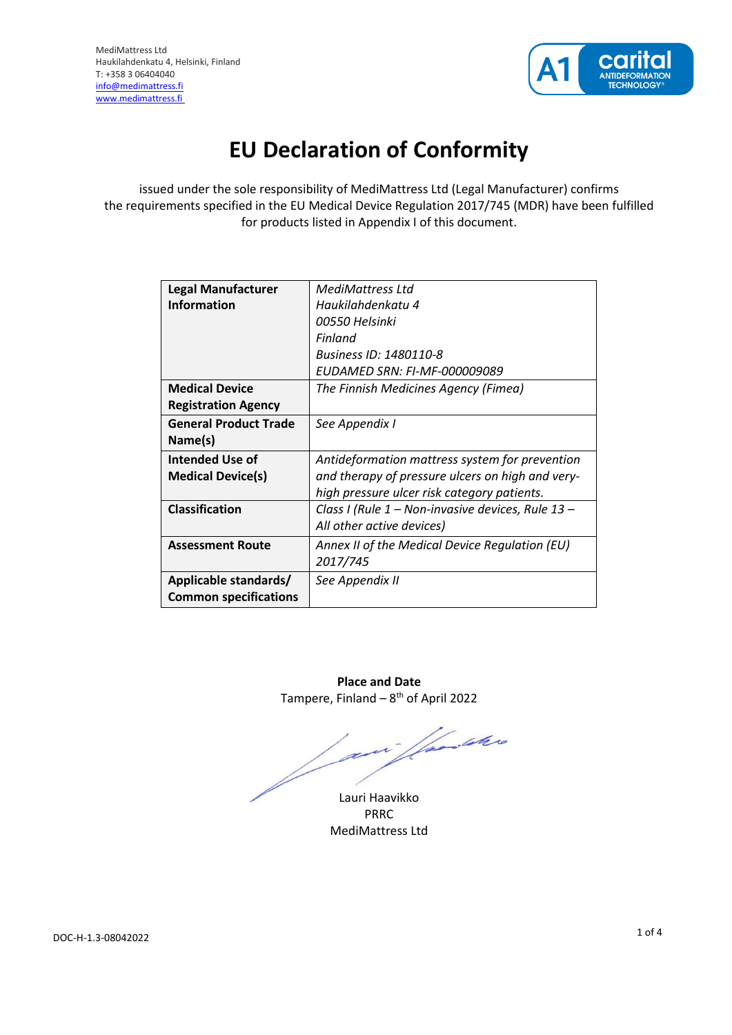MediMattress Ltd
Haukilahdenkatu 4, Helsinki, Finland
T: +358 3 06404040
info@medimattress.fi
www.medimattress.fi

# EU Declaration of Conformity

issued under the sole responsibility of MediMattress Ltd (Legal Manufacturer) confirms the requirements specified in the EU Medical Device Regulation 2017/745 (MDR) have been fulfilled for products listed in Appendix I of this document.

| | |
|---|---|
| **Legal Manufacturer Information** | *MediMattress Ltd*<br>*Haukilahdenkatu 4*<br>*00550 Helsinki*<br>*Finland*<br>*Business ID: 1480110-8*<br>*EUDAMED SRN: FI-MF-000009089* |
| **Medical Device Registration Agency** | *The Finnish Medicines Agency (Fimea)* |
| **General Product Trade Name(s)** | *See Appendix I* |
| **Intended Use of Medical Device(s)** | *Antideformation mattress system for prevention and therapy of pressure ulcers on high and very-high pressure ulcer risk category patients.* |
| **Classification** | *Class I (Rule 1 – Non-invasive devices, Rule 13 – All other active devices)* |
| **Assessment Route** | *Annex II of the Medical Device Regulation (EU) 2017/745* |
| **Applicable standards/ Common specifications** | *See Appendix II* |

**Place and Date**
Tampere, Finland – 8th of April 2022

Lauri Haavikko
PRRC
MediMattress Ltd

DOC-H-1.3-08042022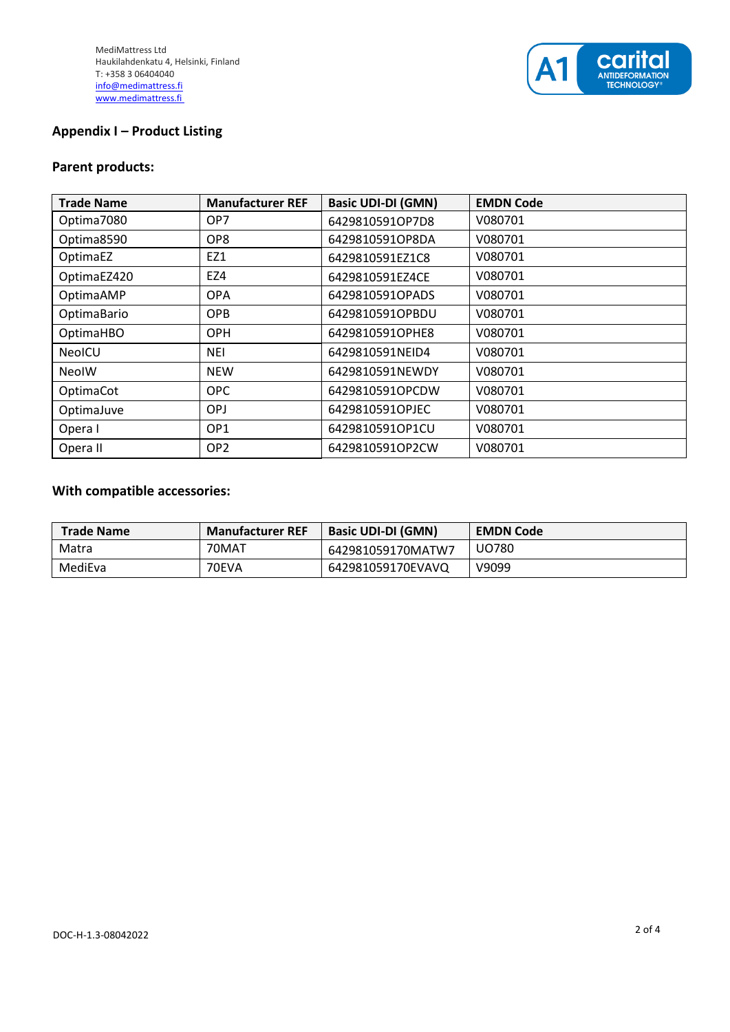MediMattress Ltd
Haukilahdenkatu 4, Helsinki, Finland
T: +358 3 06404040
info@medimattress.fi
www.medimattress.fi

## Appendix I – Product Listing

### Parent products:

| Trade Name | Manufacturer REF | Basic UDI-DI (GMN) | EMDN Code |
|---|---|---|---|
| Optima7080 | OP7 | 6429810591OP7D8 | V080701 |
| Optima8590 | OP8 | 6429810591OP8DA | V080701 |
| OptimaEZ | EZ1 | 6429810591EZ1C8 | V080701 |
| OptimaEZ420 | EZ4 | 6429810591EZ4CE | V080701 |
| OptimaAMP | OPA | 6429810591OPADS | V080701 |
| OptimaBario | OPB | 6429810591OPBDU | V080701 |
| OptimaHBO | OPH | 6429810591OPHE8 | V080701 |
| NeoICU | NEI | 6429810591NEID4 | V080701 |
| NeoIW | NEW | 6429810591NEWDY | V080701 |
| OptimaCot | OPC | 6429810591OPCDW | V080701 |
| OptimaJuve | OPJ | 6429810591OPJEC | V080701 |
| Opera I | OP1 | 6429810591OP1CU | V080701 |
| Opera II | OP2 | 6429810591OP2CW | V080701 |

### With compatible accessories:

| Trade Name | Manufacturer REF | Basic UDI-DI (GMN) | EMDN Code |
|---|---|---|---|
| Matra | 70MAT | 642981059170MATW7 | UO780 |
| MediEva | 70EVA | 642981059170EVAVQ | V9099 |

DOC-H-1.3-08042022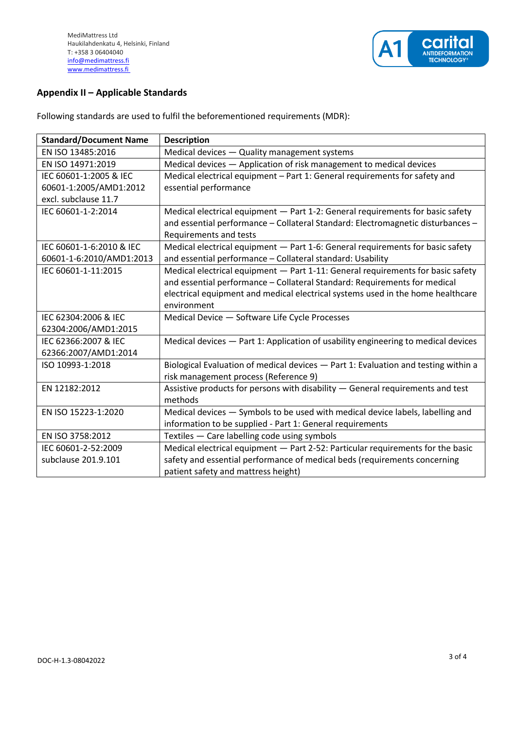MediMattress Ltd
Haukilahdenkatu 4, Helsinki, Finland
T: +358 3 06404040
info@medimattress.fi
www.medimattress.fi

## Appendix II – Applicable Standards

Following standards are used to fulfil the beforementioned requirements (MDR):

| Standard/Document Name | Description |
|---|---|
| EN ISO 13485:2016 | Medical devices — Quality management systems |
| EN ISO 14971:2019 | Medical devices — Application of risk management to medical devices |
| IEC 60601-1:2005 & IEC 60601-1:2005/AMD1:2012 excl. subclause 11.7 | Medical electrical equipment – Part 1: General requirements for safety and essential performance |
| IEC 60601-1-2:2014 | Medical electrical equipment — Part 1-2: General requirements for basic safety and essential performance – Collateral Standard: Electromagnetic disturbances – Requirements and tests |
| IEC 60601-1-6:2010 & IEC 60601-1-6:2010/AMD1:2013 | Medical electrical equipment — Part 1-6: General requirements for basic safety and essential performance – Collateral standard: Usability |
| IEC 60601-1-11:2015 | Medical electrical equipment — Part 1-11: General requirements for basic safety and essential performance – Collateral Standard: Requirements for medical electrical equipment and medical electrical systems used in the home healthcare environment |
| IEC 62304:2006 & IEC 62304:2006/AMD1:2015 | Medical Device — Software Life Cycle Processes |
| IEC 62366:2007 & IEC 62366:2007/AMD1:2014 | Medical devices — Part 1: Application of usability engineering to medical devices |
| ISO 10993-1:2018 | Biological Evaluation of medical devices — Part 1: Evaluation and testing within a risk management process (Reference 9) |
| EN 12182:2012 | Assistive products for persons with disability — General requirements and test methods |
| EN ISO 15223-1:2020 | Medical devices — Symbols to be used with medical device labels, labelling and information to be supplied - Part 1: General requirements |
| EN ISO 3758:2012 | Textiles — Care labelling code using symbols |
| IEC 60601-2-52:2009 subclause 201.9.101 | Medical electrical equipment — Part 2-52: Particular requirements for the basic safety and essential performance of medical beds (requirements concerning patient safety and mattress height) |

DOC-H-1.3-08042022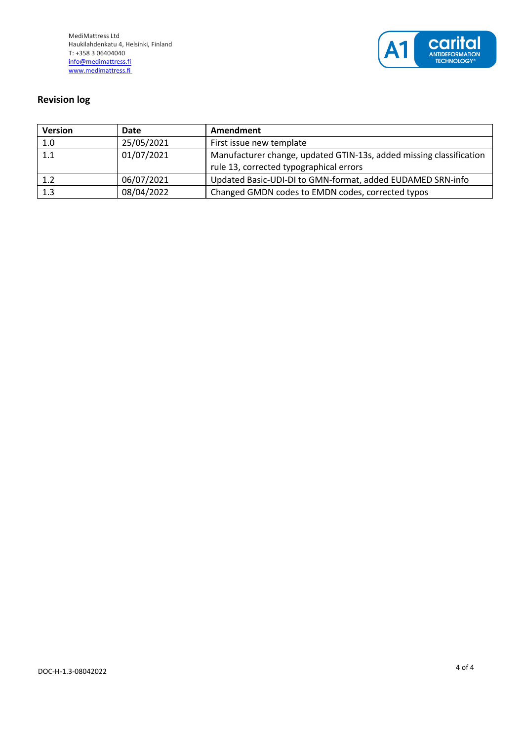## Revision log

| Version | Date | Amendment |
|---|---|---|
| 1.0 | 25/05/2021 | First issue new template |
| 1.1 | 01/07/2021 | Manufacturer change, updated GTIN-13s, added missing classification rule 13, corrected typographical errors |
| 1.2 | 06/07/2021 | Updated Basic-UDI-DI to GMN-format, added EUDAMED SRN-info |
| 1.3 | 08/04/2022 | Changed GMDN codes to EMDN codes, corrected typos |